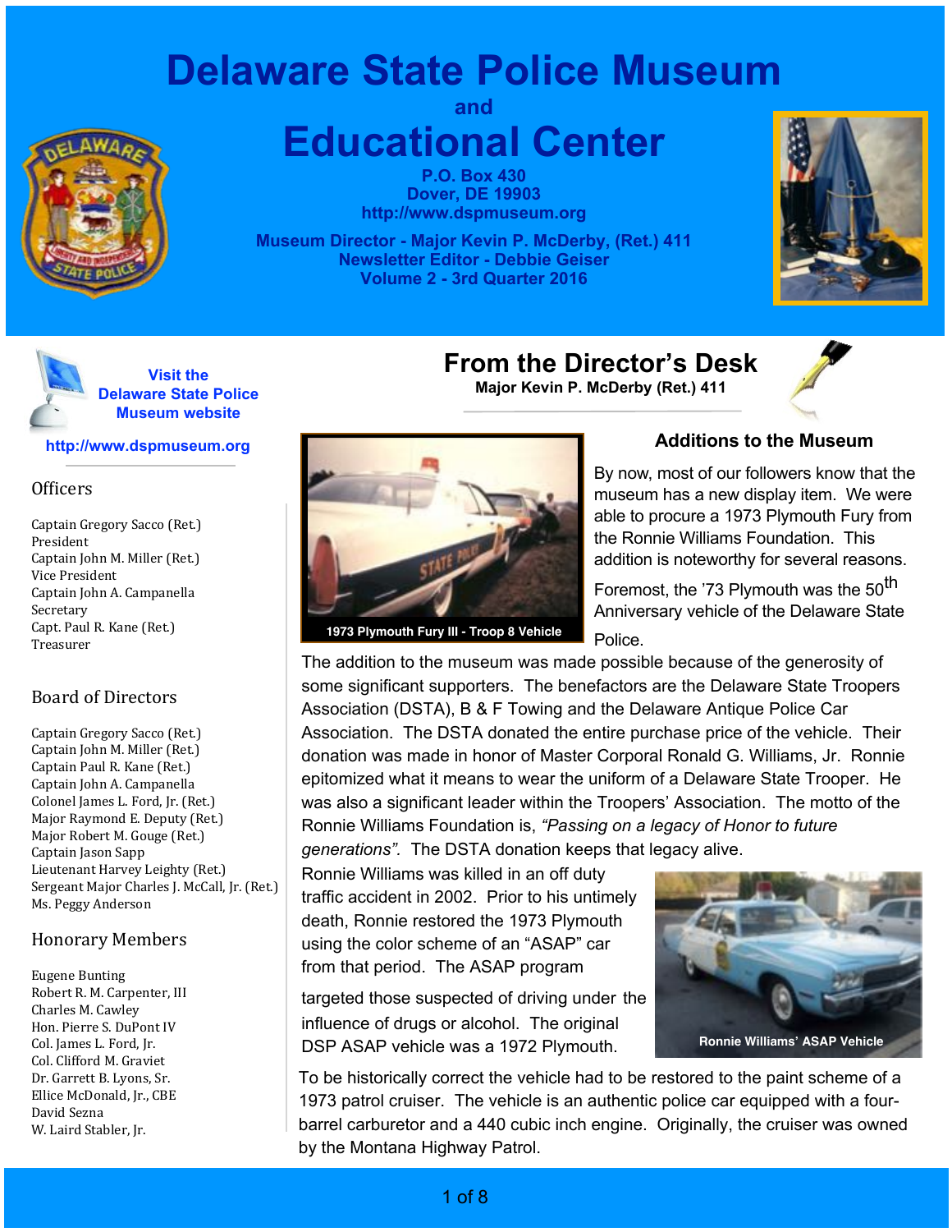# Delaware State Police Museum

and

# Educational Center

P.O. Box 430
Dover, DE 19903
http://www.dspmuseum.org

Museum Director - Major Kevin P. McDerby, (Ret.) 411
Newsletter Editor - Debbie Geiser
Volume 2 - 3rd Quarter 2016

Visit the Delaware State Police Museum website

http://www.dspmuseum.org

### Officers

Captain Gregory Sacco (Ret.)
President
Captain John M. Miller (Ret.)
Vice President
Captain John A. Campanella
Secretary
Capt. Paul R. Kane (Ret.)
Treasurer

### Board of Directors

Captain Gregory Sacco (Ret.)
Captain John M. Miller (Ret.)
Captain Paul R. Kane (Ret.)
Captain John A. Campanella
Colonel James L. Ford, Jr. (Ret.)
Major Raymond E. Deputy (Ret.)
Major Robert M. Gouge (Ret.)
Captain Jason Sapp
Lieutenant Harvey Leighty (Ret.)
Sergeant Major Charles J. McCall, Jr. (Ret.)
Ms. Peggy Anderson

### Honorary Members

Eugene Bunting
Robert R. M. Carpenter, III
Charles M. Cawley
Hon. Pierre S. DuPont IV
Col. James L. Ford, Jr.
Col. Clifford M. Graviet
Dr. Garrett B. Lyons, Sr.
Ellice McDonald, Jr., CBE
David Sezna
W. Laird Stabler, Jr.

## From the Director's Desk

**Major Kevin P. McDerby (Ret.) 411**

### Additions to the Museum

1973 Plymouth Fury III - Troop 8 Vehicle

By now, most of our followers know that the museum has a new display item. We were able to procure a 1973 Plymouth Fury from the Ronnie Williams Foundation. This addition is noteworthy for several reasons.

Foremost, the '73 Plymouth was the 50th Anniversary vehicle of the Delaware State Police.

The addition to the museum was made possible because of the generosity of some significant supporters. The benefactors are the Delaware State Troopers Association (DSTA), B & F Towing and the Delaware Antique Police Car Association. The DSTA donated the entire purchase price of the vehicle. Their donation was made in honor of Master Corporal Ronald G. Williams, Jr. Ronnie epitomized what it means to wear the uniform of a Delaware State Trooper. He was also a significant leader within the Troopers' Association. The motto of the Ronnie Williams Foundation is, *"Passing on a legacy of Honor to future generations".* The DSTA donation keeps that legacy alive.

Ronnie Williams was killed in an off duty traffic accident in 2002. Prior to his untimely death, Ronnie restored the 1973 Plymouth using the color scheme of an "ASAP" car from that period. The ASAP program targeted those suspected of driving under the influence of drugs or alcohol. The original DSP ASAP vehicle was a 1972 Plymouth.

Ronnie Williams' ASAP Vehicle

To be historically correct the vehicle had to be restored to the paint scheme of a 1973 patrol cruiser. The vehicle is an authentic police car equipped with a four-barrel carburetor and a 440 cubic inch engine. Originally, the cruiser was owned by the Montana Highway Patrol.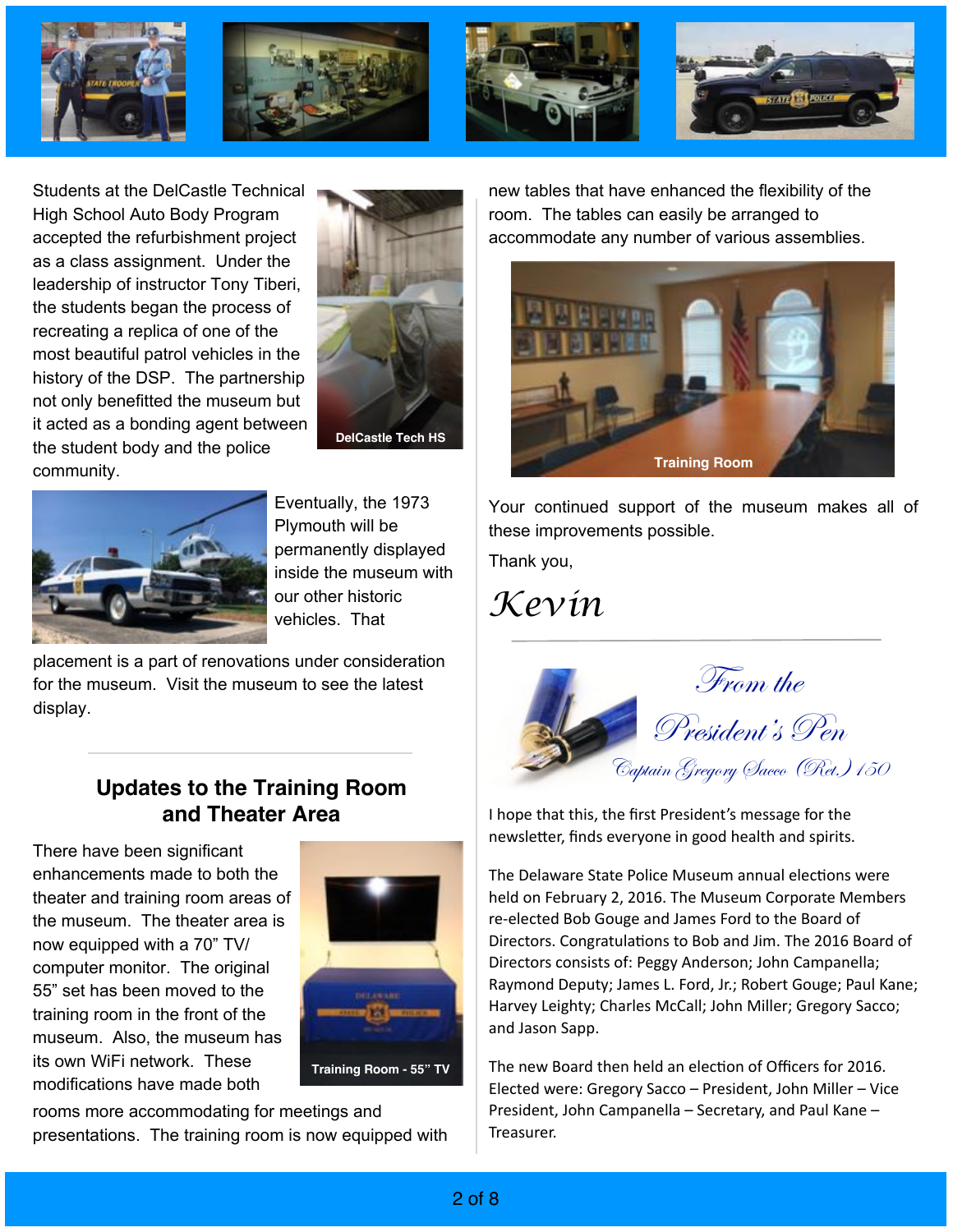Students at the DelCastle Technical High School Auto Body Program accepted the refurbishment project as a class assignment. Under the leadership of instructor Tony Tiberi, the students began the process of recreating a replica of one of the most beautiful patrol vehicles in the history of the DSP. The partnership not only benefitted the museum but it acted as a bonding agent between the student body and the police community.

DelCastle Tech HS

Eventually, the 1973 Plymouth will be permanently displayed inside the museum with our other historic vehicles. That placement is a part of renovations under consideration for the museum. Visit the museum to see the latest display.

## Updates to the Training Room and Theater Area

There have been significant enhancements made to both the theater and training room areas of the museum. The theater area is now equipped with a 70" TV/ computer monitor. The original 55" set has been moved to the training room in the front of the museum. Also, the museum has its own WiFi network. These modifications have made both rooms more accommodating for meetings and presentations. The training room is now equipped with new tables that have enhanced the flexibility of the room. The tables can easily be arranged to accommodate any number of various assemblies.

Training Room - 55" TV

Training Room

Your continued support of the museum makes all of these improvements possible.

Thank you,

*Kevin*

---

## *From the President's Pen*

*Captain Gregory Sacco (Ret.) 150*

I hope that this, the first President's message for the newsletter, finds everyone in good health and spirits.

The Delaware State Police Museum annual elections were held on February 2, 2016. The Museum Corporate Members re-elected Bob Gouge and James Ford to the Board of Directors. Congratulations to Bob and Jim. The 2016 Board of Directors consists of: Peggy Anderson; John Campanella; Raymond Deputy; James L. Ford, Jr.; Robert Gouge; Paul Kane; Harvey Leighty; Charles McCall; John Miller; Gregory Sacco; and Jason Sapp.

The new Board then held an election of Officers for 2016. Elected were: Gregory Sacco – President, John Miller – Vice President, John Campanella – Secretary, and Paul Kane – Treasurer.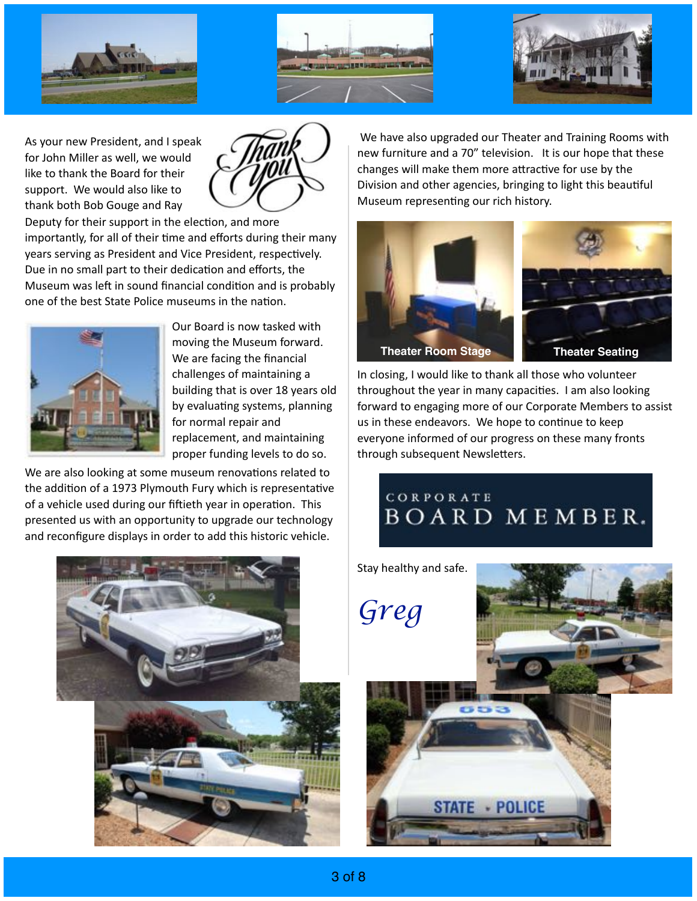As your new President, and I speak for John Miller as well, we would like to thank the Board for their support. We would also like to thank both Bob Gouge and Ray Deputy for their support in the election, and more importantly, for all of their time and efforts during their many years serving as President and Vice President, respectively. Due in no small part to their dedication and efforts, the Museum was left in sound financial condition and is probably one of the best State Police museums in the nation.

Our Board is now tasked with moving the Museum forward. We are facing the financial challenges of maintaining a building that is over 18 years old by evaluating systems, planning for normal repair and replacement, and maintaining proper funding levels to do so.

We are also looking at some museum renovations related to the addition of a 1973 Plymouth Fury which is representative of a vehicle used during our fiftieth year in operation. This presented us with an opportunity to upgrade our technology and reconfigure displays in order to add this historic vehicle.

We have also upgraded our Theater and Training Rooms with new furniture and a 70" television. It is our hope that these changes will make them more attractive for use by the Division and other agencies, bringing to light this beautiful Museum representing our rich history.

Theater Room Stage

Theater Seating

In closing, I would like to thank all those who volunteer throughout the year in many capacities. I am also looking forward to engaging more of our Corporate Members to assist us in these endeavors. We hope to continue to keep everyone informed of our progress on these many fronts through subsequent Newsletters.

CORPORATE BOARD MEMBER.

Stay healthy and safe.

*Greg*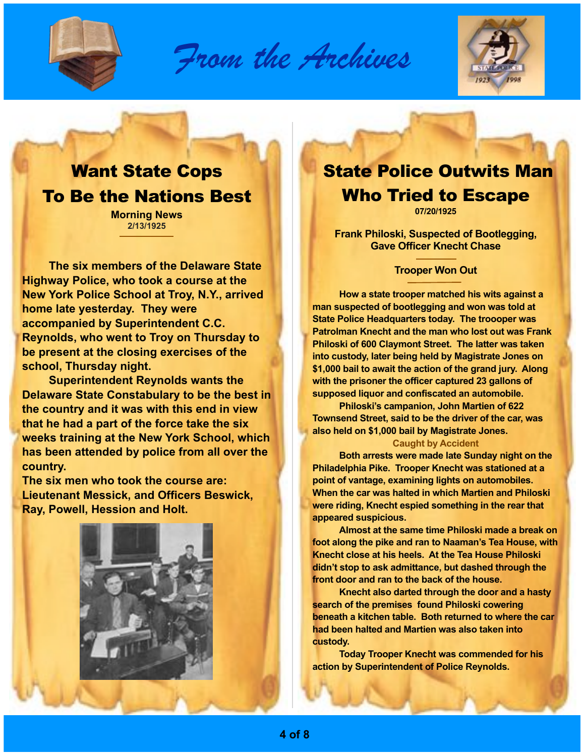# *From the Archives*

## Want State Cops To Be the Nations Best

**Morning News**
**2/13/1925**

**The six members of the Delaware State Highway Police, who took a course at the New York Police School at Troy, N.Y., arrived home late yesterday. They were accompanied by Superintendent C.C. Reynolds, who went to Troy on Thursday to be present at the closing exercises of the school, Thursday night.**

**Superintendent Reynolds wants the Delaware State Constabulary to be the best in the country and it was with this end in view that he had a part of the force take the six weeks training at the New York School, which has been attended by police from all over the country.**

**The six men who took the course are: Lieutenant Messick, and Officers Beswick, Ray, Powell, Hession and Holt.**

## State Police Outwits Man Who Tried to Escape

**07/20/1925**

**Frank Philoski, Suspected of Bootlegging, Gave Officer Knecht Chase**

**Trooper Won Out**

**How a state trooper matched his wits against a man suspected of bootlegging and won was told at State Police Headquarters today. The troooper was Patrolman Knecht and the man who lost out was Frank Philoski of 600 Claymont Street. The latter was taken into custody, later being held by Magistrate Jones on $1,000 bail to await the action of the grand jury. Along with the prisoner the officer captured 23 gallons of supposed liquor and confiscated an automobile.**

**Philoski's campanion, John Martien of 622 Townsend Street, said to be the driver of the car, was also held on $1,000 bail by Magistrate Jones.**

**Caught by Accident**

**Both arrests were made late Sunday night on the Philadelphia Pike. Trooper Knecht was stationed at a point of vantage, examining lights on automobiles. When the car was halted in which Martien and Philoski were riding, Knecht espied something in the rear that appeared suspicious.**

**Almost at the same time Philoski made a break on foot along the pike and ran to Naaman's Tea House, with Knecht close at his heels. At the Tea House Philoski didn't stop to ask admittance, but dashed through the front door and ran to the back of the house.**

**Knecht also darted through the door and a hasty search of the premises found Philoski cowering beneath a kitchen table. Both returned to where the car had been halted and Martien was also taken into custody.**

**Today Trooper Knecht was commended for his action by Superintendent of Police Reynolds.**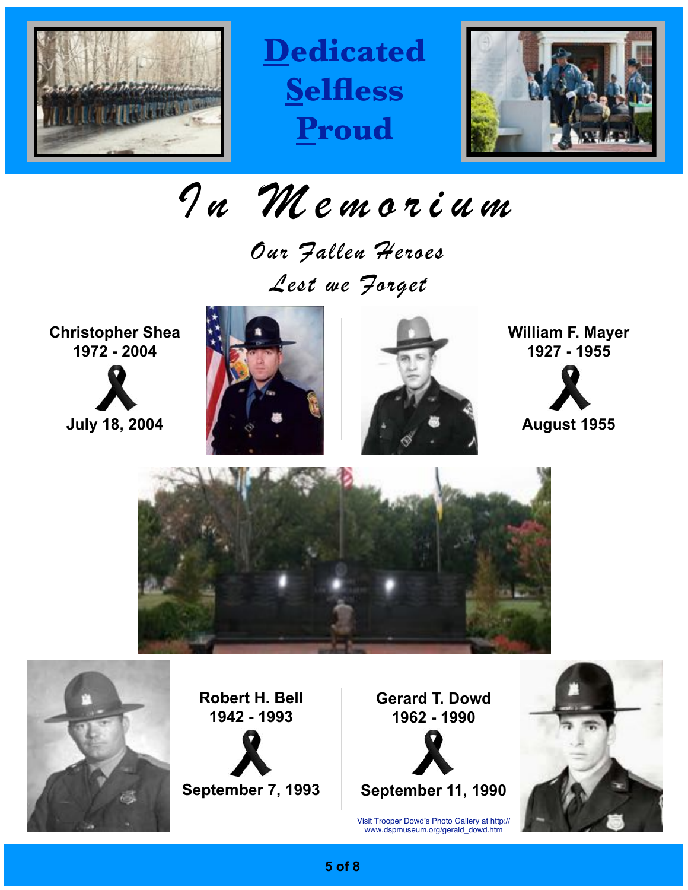# Dedicated Selfless Proud

# In Memorium

## *Our Fallen Heroes*

## *Lest we Forget*

**Christopher Shea**
**1972 - 2004**

**July 18, 2004**

**William F. Mayer**
**1927 - 1955**

**August 1955**

**Robert H. Bell**
**1942 - 1993**

**September 7, 1993**

**Gerard T. Dowd**
**1962 - 1990**

**September 11, 1990**

Visit Trooper Dowd's Photo Gallery at http://www.dspmuseum.org/gerald_dowd.htm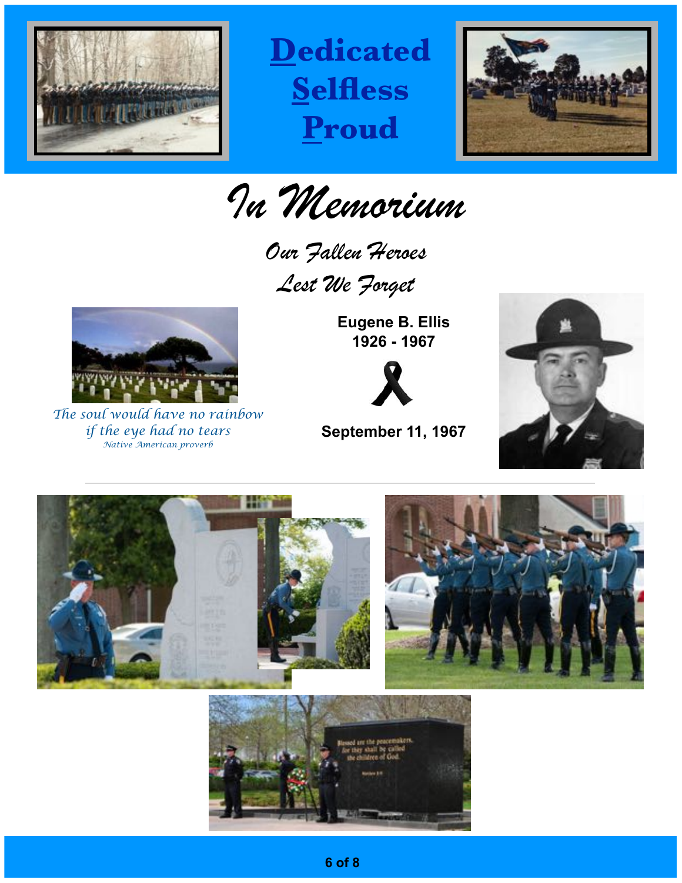# Dedicated Selfless Proud

# In Memorium

## Our Fallen Heroes

## Lest We Forget

*The soul would have no rainbow if the eye had no tears*

*Native American proverb*

**Eugene B. Ellis**
**1926 - 1967**

**September 11, 1967**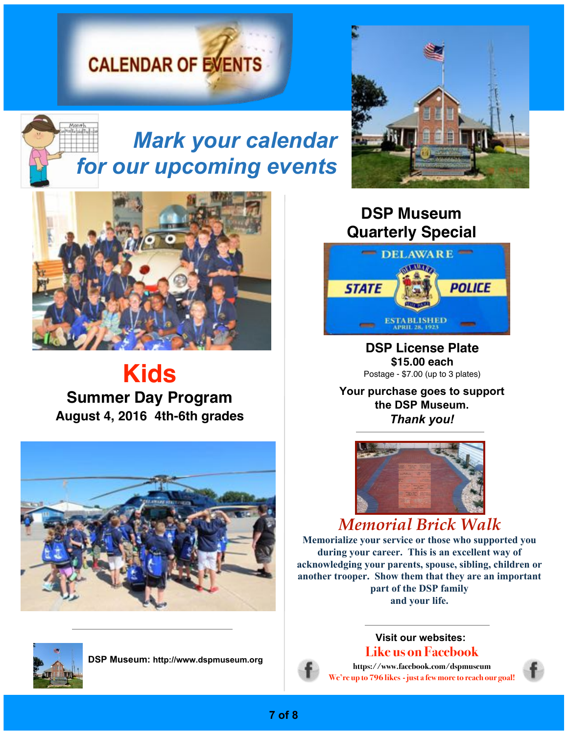# CALENDAR OF EVENTS

## *Mark your calendar for our upcoming events*

## Kids

### Summer Day Program

**August 4, 2016 4th-6th grades**

## DSP Museum Quarterly Special

DELAWARE STATE POLICE ESTABLISHED APRIL 28, 1923

**DSP License Plate**

**$15.00 each**

Postage - $7.00 (up to 3 plates)

**Your purchase goes to support the DSP Museum.**

***Thank you!***

## *Memorial Brick Walk*

**Memorialize your service or those who supported you during your career. This is an excellent way of acknowledging your parents, spouse, sibling, children or another trooper. Show them that they are an important part of the DSP family and your life.**

**DSP Museum:** http://www.dspmuseum.org

**Visit our websites:**

**Like us on Facebook**

https://www.facebook.com/dspmuseum

We're up to 796 likes - just a few more to reach our goal!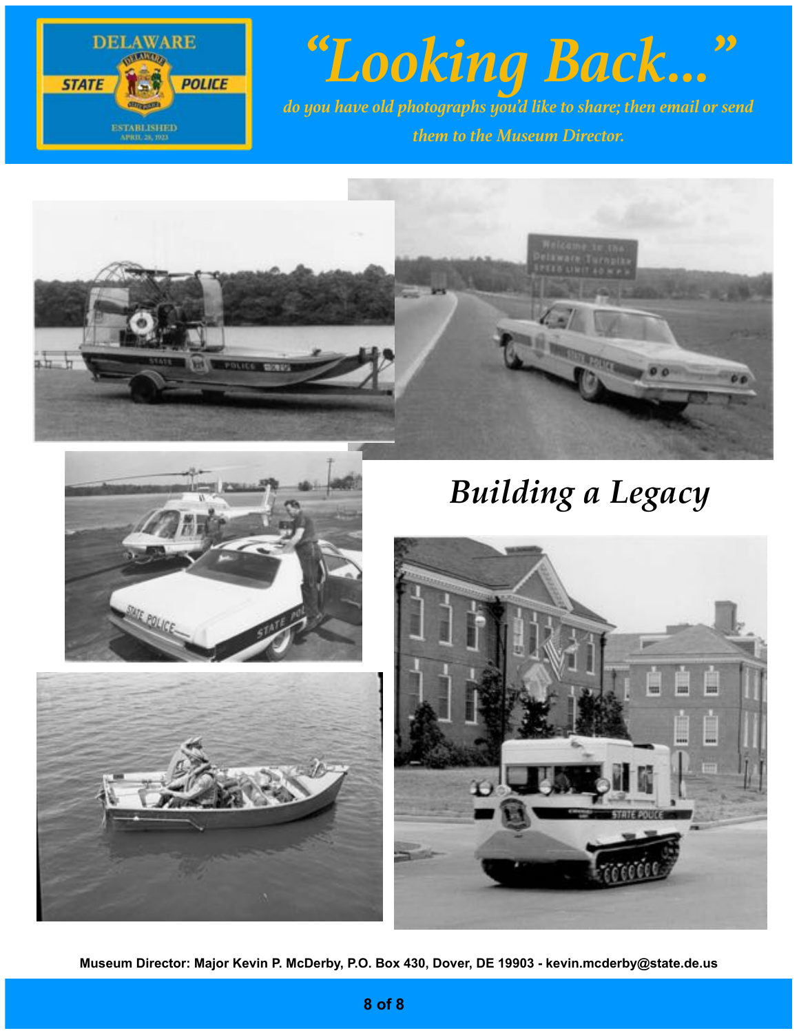# "Looking Back..."

*do you have old photographs you'd like to share; then email or send them to the Museum Director.*

## *Building a Legacy*

**Museum Director: Major Kevin P. McDerby, P.O. Box 430, Dover, DE 19903 - kevin.mcderby@state.de.us**